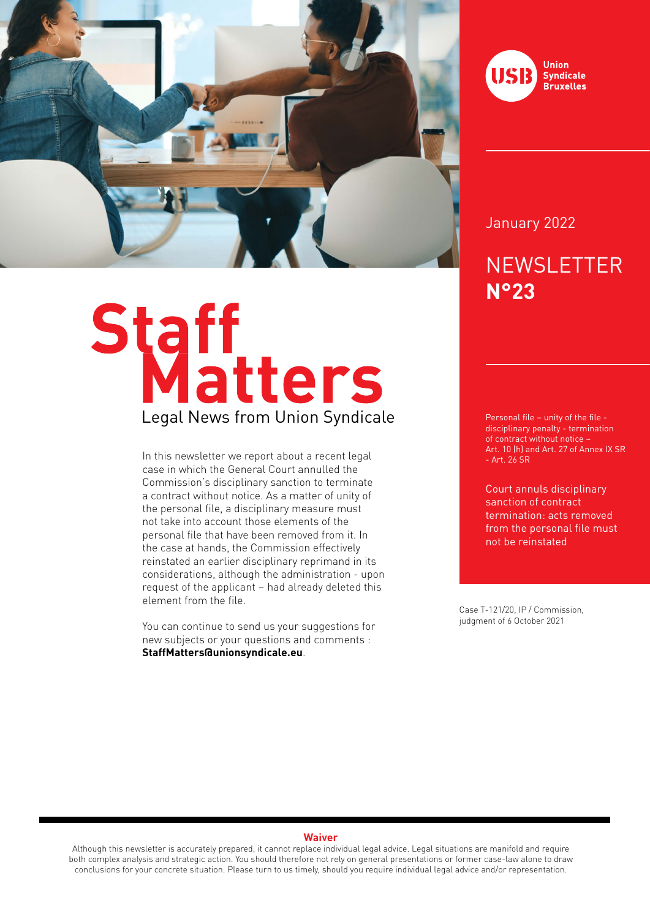Union Syndicale Bruxelles

January 2022

# NEWSLETTER N°23

# Staff Matters

## Legal News from Union Syndicale

In this newsletter we report about a recent legal case in which the General Court annulled the Commission's disciplinary sanction to terminate a contract without notice. As a matter of unity of the personal file, a disciplinary measure must not take into account those elements of the personal file that have been removed from it. In the case at hands, the Commission effectively reinstated an earlier disciplinary reprimand in its considerations, although the administration - upon request of the applicant – had already deleted this element from the file.

You can continue to send us your suggestions for new subjects or your questions and comments : **StaffMatters@unionsyndicale.eu**.

Personal file – unity of the file - disciplinary penalty - termination of contract without notice – Art. 10 (h) and Art. 27 of Annex IX SR - Art. 26 SR

Court annuls disciplinary sanction of contract termination: acts removed from the personal file must not be reinstated

Case T-121/20, IP / Commission, judgment of 6 October 2021

**Waiver**

Although this newsletter is accurately prepared, it cannot replace individual legal advice. Legal situations are manifold and require both complex analysis and strategic action. You should therefore not rely on general presentations or former case-law alone to draw conclusions for your concrete situation. Please turn to us timely, should you require individual legal advice and/or representation.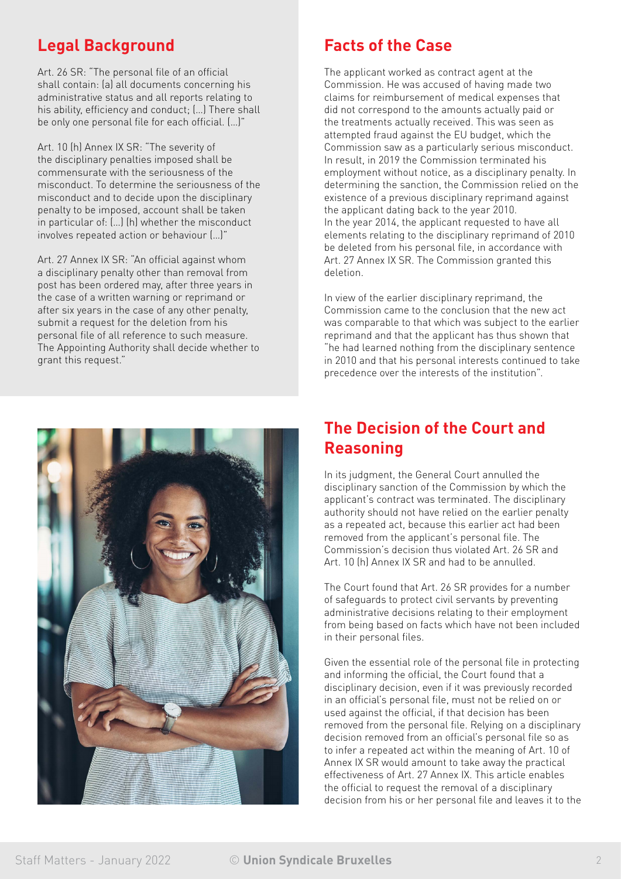## Legal Background

Art. 26 SR: "The personal file of an official shall contain: (a) all documents concerning his administrative status and all reports relating to his ability, efficiency and conduct; (...) There shall be only one personal file for each official. (...)"

Art. 10 (h) Annex IX SR: "The severity of the disciplinary penalties imposed shall be commensurate with the seriousness of the misconduct. To determine the seriousness of the misconduct and to decide upon the disciplinary penalty to be imposed, account shall be taken in particular of: (...) (h) whether the misconduct involves repeated action or behaviour (...)"

Art. 27 Annex IX SR: "An official against whom a disciplinary penalty other than removal from post has been ordered may, after three years in the case of a written warning or reprimand or after six years in the case of any other penalty, submit a request for the deletion from his personal file of all reference to such measure. The Appointing Authority shall decide whether to grant this request."

## Facts of the Case

The applicant worked as contract agent at the Commission. He was accused of having made two claims for reimbursement of medical expenses that did not correspond to the amounts actually paid or the treatments actually received. This was seen as attempted fraud against the EU budget, which the Commission saw as a particularly serious misconduct. In result, in 2019 the Commission terminated his employment without notice, as a disciplinary penalty. In determining the sanction, the Commission relied on the existence of a previous disciplinary reprimand against the applicant dating back to the year 2010.
In the year 2014, the applicant requested to have all elements relating to the disciplinary reprimand of 2010 be deleted from his personal file, in accordance with Art. 27 Annex IX SR. The Commission granted this deletion.

In view of the earlier disciplinary reprimand, the Commission came to the conclusion that the new act was comparable to that which was subject to the earlier reprimand and that the applicant has thus shown that "he had learned nothing from the disciplinary sentence in 2010 and that his personal interests continued to take precedence over the interests of the institution".

## The Decision of the Court and Reasoning

In its judgment, the General Court annulled the disciplinary sanction of the Commission by which the applicant's contract was terminated. The disciplinary authority should not have relied on the earlier penalty as a repeated act, because this earlier act had been removed from the applicant's personal file. The Commission's decision thus violated Art. 26 SR and Art. 10 (h) Annex IX SR and had to be annulled.

The Court found that Art. 26 SR provides for a number of safeguards to protect civil servants by preventing administrative decisions relating to their employment from being based on facts which have not been included in their personal files.

Given the essential role of the personal file in protecting and informing the official, the Court found that a disciplinary decision, even if it was previously recorded in an official's personal file, must not be relied on or used against the official, if that decision has been removed from the personal file. Relying on a disciplinary decision removed from an official's personal file so as to infer a repeated act within the meaning of Art. 10 of Annex IX SR would amount to take away the practical effectiveness of Art. 27 Annex IX. This article enables the official to request the removal of a disciplinary decision from his or her personal file and leaves it to the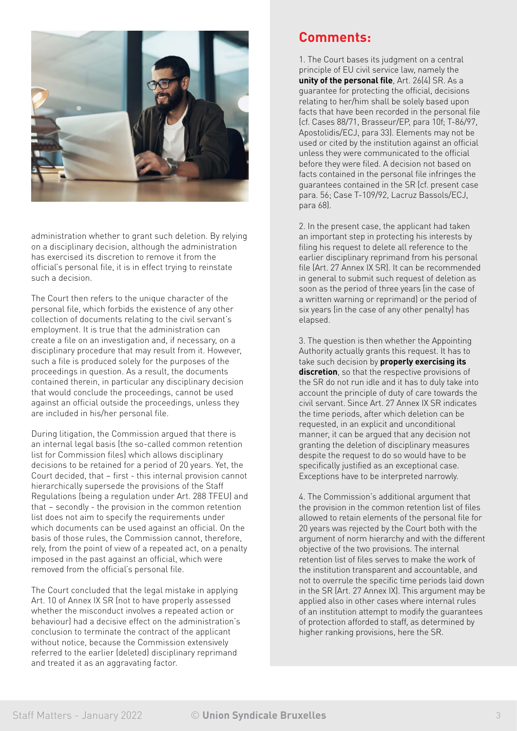administration whether to grant such deletion. By relying on a disciplinary decision, although the administration has exercised its discretion to remove it from the official's personal file, it is in effect trying to reinstate such a decision.

The Court then refers to the unique character of the personal file, which forbids the existence of any other collection of documents relating to the civil servant's employment. It is true that the administration can create a file on an investigation and, if necessary, on a disciplinary procedure that may result from it. However, such a file is produced solely for the purposes of the proceedings in question. As a result, the documents contained therein, in particular any disciplinary decision that would conclude the proceedings, cannot be used against an official outside the proceedings, unless they are included in his/her personal file.

During litigation, the Commission argued that there is an internal legal basis (the so-called common retention list for Commission files) which allows disciplinary decisions to be retained for a period of 20 years. Yet, the Court decided, that – first - this internal provision cannot hierarchically supersede the provisions of the Staff Regulations (being a regulation under Art. 288 TFEU) and that – secondly - the provision in the common retention list does not aim to specify the requirements under which documents can be used against an official. On the basis of those rules, the Commission cannot, therefore, rely, from the point of view of a repeated act, on a penalty imposed in the past against an official, which were removed from the official's personal file.

The Court concluded that the legal mistake in applying Art. 10 of Annex IX SR (not to have properly assessed whether the misconduct involves a repeated action or behaviour) had a decisive effect on the administration's conclusion to terminate the contract of the applicant without notice, because the Commission extensively referred to the earlier (deleted) disciplinary reprimand and treated it as an aggravating factor.

## Comments:

1. The Court bases its judgment on a central principle of EU civil service law, namely the **unity of the personal file**, Art. 26(4) SR. As a guarantee for protecting the official, decisions relating to her/him shall be solely based upon facts that have been recorded in the personal file (cf. Cases 88/71, Brasseur/EP, para 10f; T-86/97, Apostolidis/ECJ, para 33). Elements may not be used or cited by the institution against an official unless they were communicated to the official before they were filed. A decision not based on facts contained in the personal file infringes the guarantees contained in the SR (cf. present case para. 56; Case T-109/92, Lacruz Bassols/ECJ, para 68).

2. In the present case, the applicant had taken an important step in protecting his interests by filing his request to delete all reference to the earlier disciplinary reprimand from his personal file (Art. 27 Annex IX SR). It can be recommended in general to submit such request of deletion as soon as the period of three years (in the case of a written warning or reprimand) or the period of six years (in the case of any other penalty) has elapsed.

3. The question is then whether the Appointing Authority actually grants this request. It has to take such decision by **properly exercising its discretion**, so that the respective provisions of the SR do not run idle and it has to duly take into account the principle of duty of care towards the civil servant. Since Art. 27 Annex IX SR indicates the time periods, after which deletion can be requested, in an explicit and unconditional manner, it can be argued that any decision not granting the deletion of disciplinary measures despite the request to do so would have to be specifically justified as an exceptional case. Exceptions have to be interpreted narrowly.

4. The Commission's additional argument that the provision in the common retention list of files allowed to retain elements of the personal file for 20 years was rejected by the Court both with the argument of norm hierarchy and with the different objective of the two provisions. The internal retention list of files serves to make the work of the institution transparent and accountable, and not to overrule the specific time periods laid down in the SR (Art. 27 Annex IX). This argument may be applied also in other cases where internal rules of an institution attempt to modify the guarantees of protection afforded to staff, as determined by higher ranking provisions, here the SR.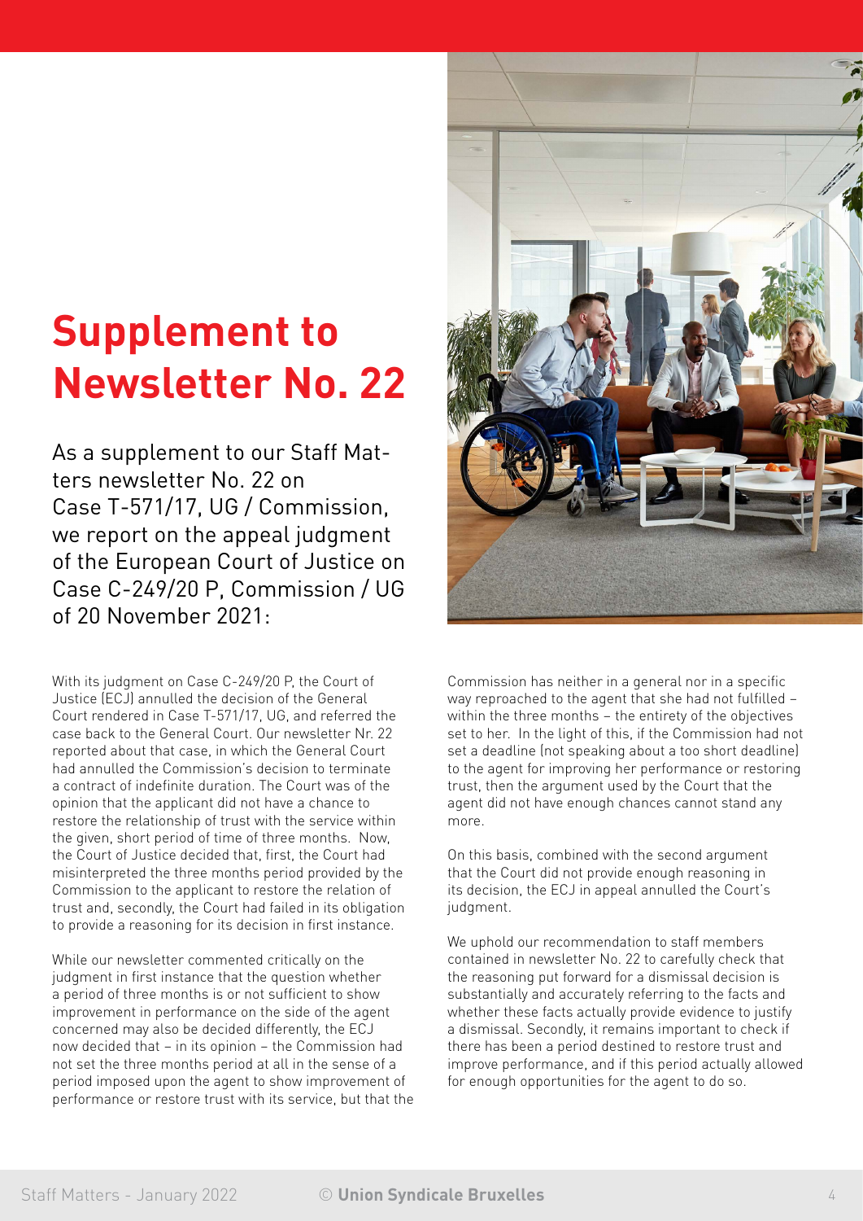# Supplement to Newsletter No. 22

As a supplement to our Staff Matters newsletter No. 22 on Case T-571/17, UG / Commission, we report on the appeal judgment of the European Court of Justice on Case C-249/20 P, Commission / UG of 20 November 2021:

With its judgment on Case C-249/20 P, the Court of Justice (ECJ) annulled the decision of the General Court rendered in Case T-571/17, UG, and referred the case back to the General Court. Our newsletter Nr. 22 reported about that case, in which the General Court had annulled the Commission's decision to terminate a contract of indefinite duration. The Court was of the opinion that the applicant did not have a chance to restore the relationship of trust with the service within the given, short period of time of three months. Now, the Court of Justice decided that, first, the Court had misinterpreted the three months period provided by the Commission to the applicant to restore the relation of trust and, secondly, the Court had failed in its obligation to provide a reasoning for its decision in first instance.

While our newsletter commented critically on the judgment in first instance that the question whether a period of three months is or not sufficient to show improvement in performance on the side of the agent concerned may also be decided differently, the ECJ now decided that – in its opinion – the Commission had not set the three months period at all in the sense of a period imposed upon the agent to show improvement of performance or restore trust with its service, but that the Commission has neither in a general nor in a specific way reproached to the agent that she had not fulfilled – within the three months – the entirety of the objectives set to her. In the light of this, if the Commission had not set a deadline (not speaking about a too short deadline) to the agent for improving her performance or restoring trust, then the argument used by the Court that the agent did not have enough chances cannot stand any more.

On this basis, combined with the second argument that the Court did not provide enough reasoning in its decision, the ECJ in appeal annulled the Court's judgment.

We uphold our recommendation to staff members contained in newsletter No. 22 to carefully check that the reasoning put forward for a dismissal decision is substantially and accurately referring to the facts and whether these facts actually provide evidence to justify a dismissal. Secondly, it remains important to check if there has been a period destined to restore trust and improve performance, and if this period actually allowed for enough opportunities for the agent to do so.